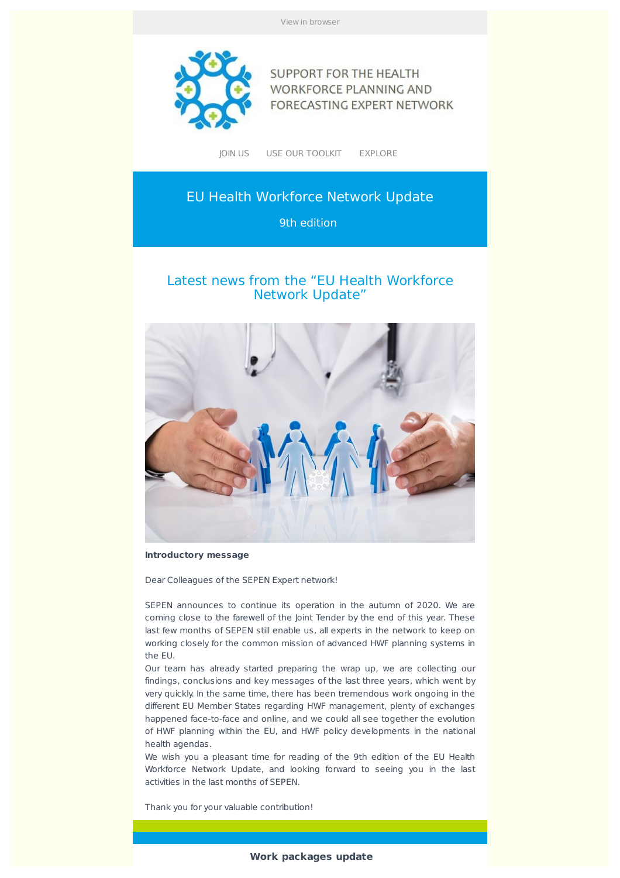View in browser

SUPPORT FOR THE HEALTH WORKFORCE PLANNING AND FORECASTING EXPERT NETWORK

JOIN US USE OUR TOOLKIT EXPLORE

# EU Health Workforce Network Update

9th edition

## Latest news from the "EU Health Workforce Network Update"

**Introductory message**

Dear Colleagues of the SEPEN Expert network!

SEPEN announces to continue its operation in the autumn of 2020. We are coming close to the farewell of the Joint Tender by the end of this year. These last few months of SEPEN still enable us, all experts in the network to keep on working closely for the common mission of advanced HWF planning systems in the EU.
Our team has already started preparing the wrap up, we are collecting our findings, conclusions and key messages of the last three years, which went by very quickly. In the same time, there has been tremendous work ongoing in the different EU Member States regarding HWF management, plenty of exchanges happened face-to-face and online, and we could all see together the evolution of HWF planning within the EU, and HWF policy developments in the national health agendas.
We wish you a pleasant time for reading of the 9th edition of the EU Health Workforce Network Update, and looking forward to seeing you in the last activities in the last months of SEPEN.

Thank you for your valuable contribution!

**Work packages update**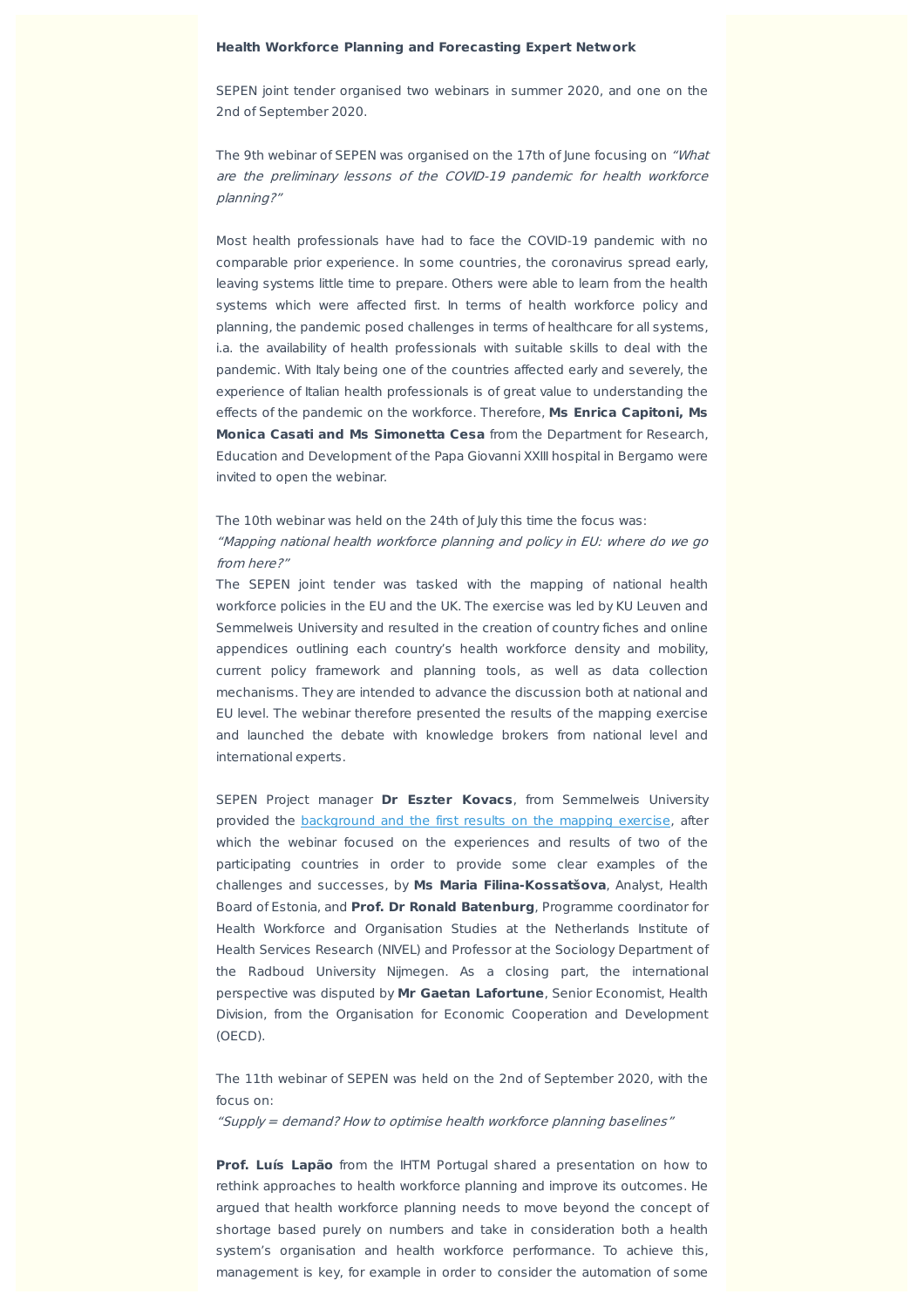**Health Workforce Planning and Forecasting Expert Network**

SEPEN joint tender organised two webinars in summer 2020, and one on the 2nd of September 2020.

The 9th webinar of SEPEN was organised on the 17th of June focusing on *"What are the preliminary lessons of the COVID-19 pandemic for health workforce planning?"*

Most health professionals have had to face the COVID-19 pandemic with no comparable prior experience. In some countries, the coronavirus spread early, leaving systems little time to prepare. Others were able to learn from the health systems which were affected first. In terms of health workforce policy and planning, the pandemic posed challenges in terms of healthcare for all systems, i.a. the availability of health professionals with suitable skills to deal with the pandemic. With Italy being one of the countries affected early and severely, the experience of Italian health professionals is of great value to understanding the effects of the pandemic on the workforce. Therefore, **Ms Enrica Capitoni, Ms Monica Casati and Ms Simonetta Cesa** from the Department for Research, Education and Development of the Papa Giovanni XXIII hospital in Bergamo were invited to open the webinar.

The 10th webinar was held on the 24th of July this time the focus was:
*"Mapping national health workforce planning and policy in EU: where do we go from here?"*
The SEPEN joint tender was tasked with the mapping of national health workforce policies in the EU and the UK. The exercise was led by KU Leuven and Semmelweis University and resulted in the creation of country fiches and online appendices outlining each country's health workforce density and mobility, current policy framework and planning tools, as well as data collection mechanisms. They are intended to advance the discussion both at national and EU level. The webinar therefore presented the results of the mapping exercise and launched the debate with knowledge brokers from national level and international experts.

SEPEN Project manager **Dr Eszter Kovacs**, from Semmelweis University provided the background and the first results on the mapping exercise, after which the webinar focused on the experiences and results of two of the participating countries in order to provide some clear examples of the challenges and successes, by **Ms Maria Filina-Kossatšova**, Analyst, Health Board of Estonia, and **Prof. Dr Ronald Batenburg**, Programme coordinator for Health Workforce and Organisation Studies at the Netherlands Institute of Health Services Research (NIVEL) and Professor at the Sociology Department of the Radboud University Nijmegen. As a closing part, the international perspective was disputed by **Mr Gaetan Lafortune**, Senior Economist, Health Division, from the Organisation for Economic Cooperation and Development (OECD).

The 11th webinar of SEPEN was held on the 2nd of September 2020, with the focus on:
*"Supply = demand? How to optimise health workforce planning baselines"*

**Prof. Luís Lapão** from the IHTM Portugal shared a presentation on how to rethink approaches to health workforce planning and improve its outcomes. He argued that health workforce planning needs to move beyond the concept of shortage based purely on numbers and take in consideration both a health system's organisation and health workforce performance. To achieve this, management is key, for example in order to consider the automation of some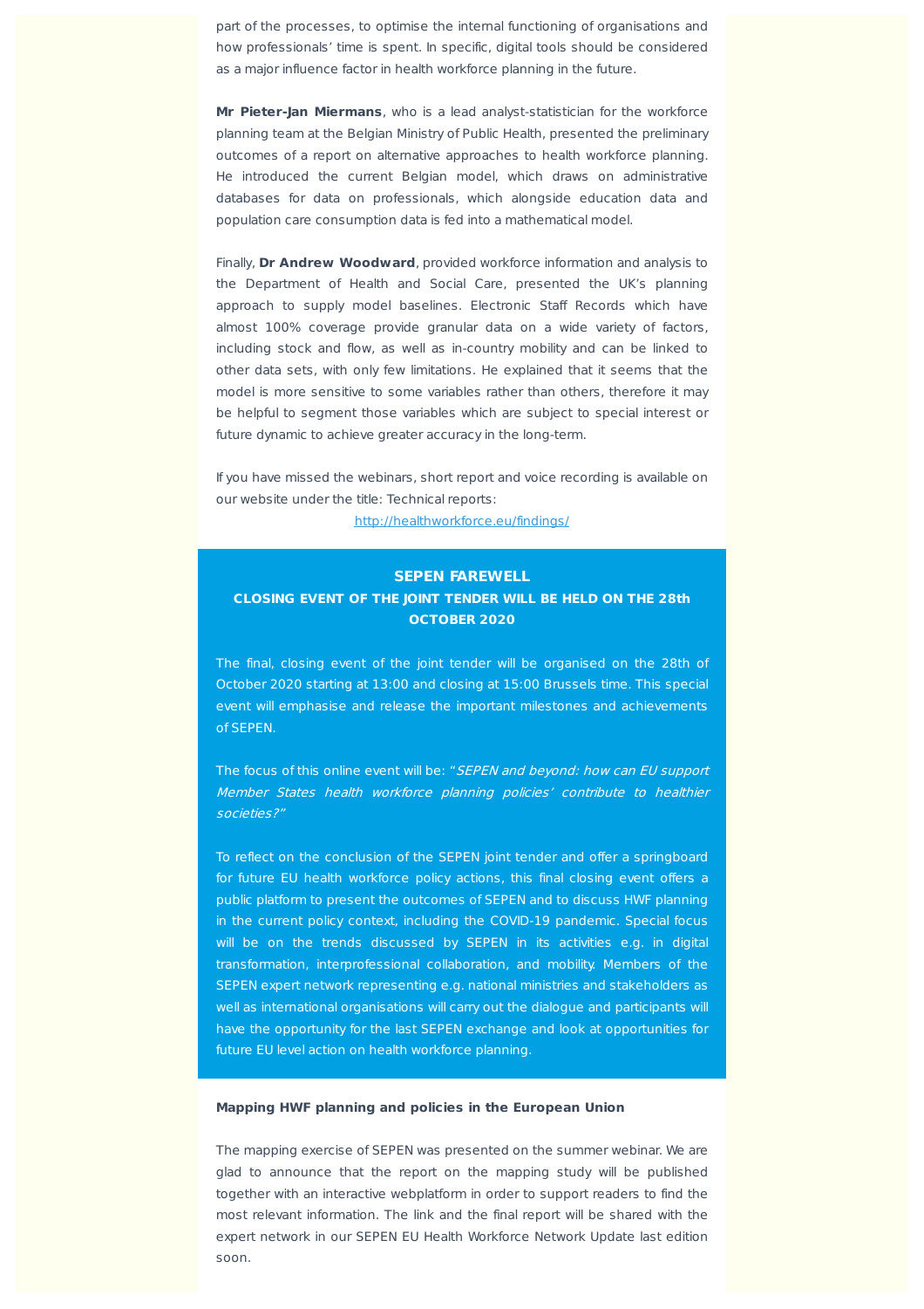part of the processes, to optimise the internal functioning of organisations and how professionals' time is spent. In specific, digital tools should be considered as a major influence factor in health workforce planning in the future.

**Mr Pieter-Jan Miermans**, who is a lead analyst-statistician for the workforce planning team at the Belgian Ministry of Public Health, presented the preliminary outcomes of a report on alternative approaches to health workforce planning. He introduced the current Belgian model, which draws on administrative databases for data on professionals, which alongside education data and population care consumption data is fed into a mathematical model.

Finally, **Dr Andrew Woodward**, provided workforce information and analysis to the Department of Health and Social Care, presented the UK's planning approach to supply model baselines. Electronic Staff Records which have almost 100% coverage provide granular data on a wide variety of factors, including stock and flow, as well as in-country mobility and can be linked to other data sets, with only few limitations. He explained that it seems that the model is more sensitive to some variables rather than others, therefore it may be helpful to segment those variables which are subject to special interest or future dynamic to achieve greater accuracy in the long-term.

If you have missed the webinars, short report and voice recording is available on our website under the title: Technical reports:
http://healthworkforce.eu/findings/

## SEPEN FAREWELL

### CLOSING EVENT OF THE JOINT TENDER WILL BE HELD ON THE 28th OCTOBER 2020

The final, closing event of the joint tender will be organised on the 28th of October 2020 starting at 13:00 and closing at 15:00 Brussels time. This special event will emphasise and release the important milestones and achievements of SEPEN.

The focus of this online event will be: "*SEPEN and beyond: how can EU support Member States health workforce planning policies' contribute to healthier societies?"*

To reflect on the conclusion of the SEPEN joint tender and offer a springboard for future EU health workforce policy actions, this final closing event offers a public platform to present the outcomes of SEPEN and to discuss HWF planning in the current policy context, including the COVID-19 pandemic. Special focus will be on the trends discussed by SEPEN in its activities e.g. in digital transformation, interprofessional collaboration, and mobility. Members of the SEPEN expert network representing e.g. national ministries and stakeholders as well as international organisations will carry out the dialogue and participants will have the opportunity for the last SEPEN exchange and look at opportunities for future EU level action on health workforce planning.

**Mapping HWF planning and policies in the European Union**

The mapping exercise of SEPEN was presented on the summer webinar. We are glad to announce that the report on the mapping study will be published together with an interactive webplatform in order to support readers to find the most relevant information. The link and the final report will be shared with the expert network in our SEPEN EU Health Workforce Network Update last edition soon.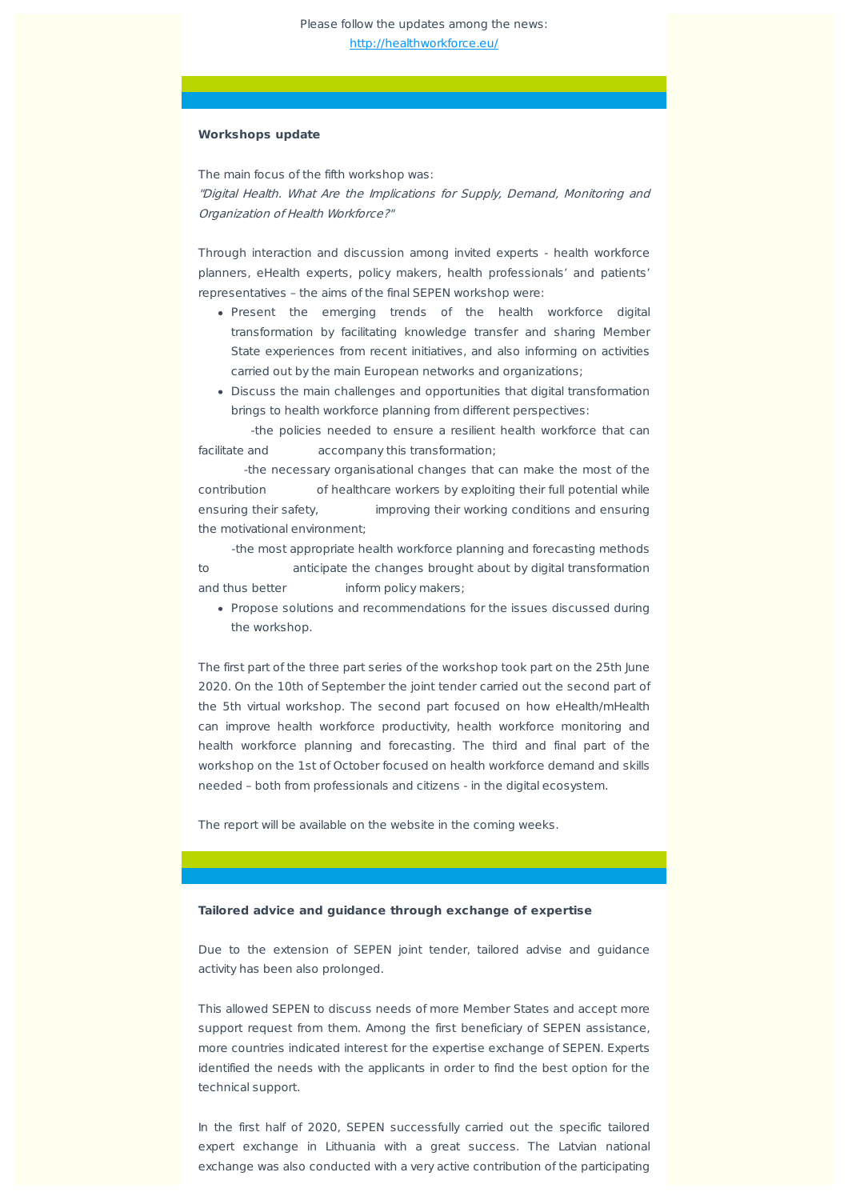Please follow the updates among the news:
http://healthworkforce.eu/

**Workshops update**

The main focus of the fifth workshop was:
*"Digital Health. What Are the Implications for Supply, Demand, Monitoring and Organization of Health Workforce?"*

Through interaction and discussion among invited experts - health workforce planners, eHealth experts, policy makers, health professionals' and patients' representatives – the aims of the final SEPEN workshop were:

- Present the emerging trends of the health workforce digital transformation by facilitating knowledge transfer and sharing Member State experiences from recent initiatives, and also informing on activities carried out by the main European networks and organizations;
- Discuss the main challenges and opportunities that digital transformation brings to health workforce planning from different perspectives:

-the policies needed to ensure a resilient health workforce that can facilitate and accompany this transformation;

-the necessary organisational changes that can make the most of the contribution of healthcare workers by exploiting their full potential while ensuring their safety, improving their working conditions and ensuring the motivational environment;

-the most appropriate health workforce planning and forecasting methods to anticipate the changes brought about by digital transformation and thus better inform policy makers;

- Propose solutions and recommendations for the issues discussed during the workshop.

The first part of the three part series of the workshop took part on the 25th June 2020. On the 10th of September the joint tender carried out the second part of the 5th virtual workshop. The second part focused on how eHealth/mHealth can improve health workforce productivity, health workforce monitoring and health workforce planning and forecasting. The third and final part of the workshop on the 1st of October focused on health workforce demand and skills needed – both from professionals and citizens - in the digital ecosystem.

The report will be available on the website in the coming weeks.

**Tailored advice and guidance through exchange of expertise**

Due to the extension of SEPEN joint tender, tailored advise and guidance activity has been also prolonged.

This allowed SEPEN to discuss needs of more Member States and accept more support request from them. Among the first beneficiary of SEPEN assistance, more countries indicated interest for the expertise exchange of SEPEN. Experts identified the needs with the applicants in order to find the best option for the technical support.

In the first half of 2020, SEPEN successfully carried out the specific tailored expert exchange in Lithuania with a great success. The Latvian national exchange was also conducted with a very active contribution of the participating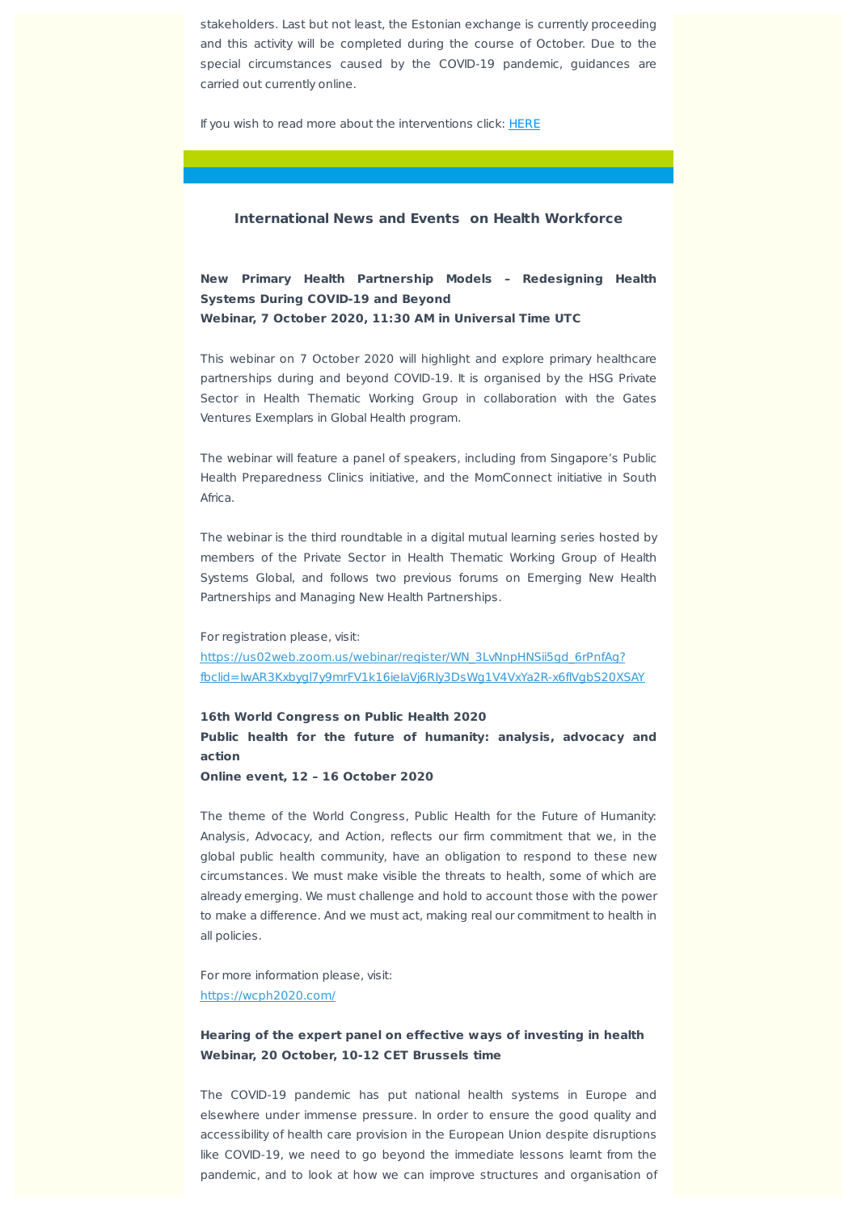stakeholders. Last but not least, the Estonian exchange is currently proceeding and this activity will be completed during the course of October. Due to the special circumstances caused by the COVID-19 pandemic, guidances are carried out currently online.

If you wish to read more about the interventions click: [HERE]

## International News and Events on Health Workforce

**New Primary Health Partnership Models – Redesigning Health Systems During COVID-19 and Beyond**
**Webinar, 7 October 2020, 11:30 AM in Universal Time UTC**

This webinar on 7 October 2020 will highlight and explore primary healthcare partnerships during and beyond COVID-19. It is organised by the HSG Private Sector in Health Thematic Working Group in collaboration with the Gates Ventures Exemplars in Global Health program.

The webinar will feature a panel of speakers, including from Singapore's Public Health Preparedness Clinics initiative, and the MomConnect initiative in South Africa.

The webinar is the third roundtable in a digital mutual learning series hosted by members of the Private Sector in Health Thematic Working Group of Health Systems Global, and follows two previous forums on Emerging New Health Partnerships and Managing New Health Partnerships.

For registration please, visit:
https://us02web.zoom.us/webinar/register/WN_3LvNnpHNSii5gd_6rPnfAg?fbclid=IwAR3Kxbygl7y9mrFV1k16ieIaVj6RIy3DsWg1V4VxYa2R-x6flVgbS20XSAY

**16th World Congress on Public Health 2020**
**Public health for the future of humanity: analysis, advocacy and action**
**Online event, 12 – 16 October 2020**

The theme of the World Congress, Public Health for the Future of Humanity: Analysis, Advocacy, and Action, reflects our firm commitment that we, in the global public health community, have an obligation to respond to these new circumstances. We must make visible the threats to health, some of which are already emerging. We must challenge and hold to account those with the power to make a difference. And we must act, making real our commitment to health in all policies.

For more information please, visit:
https://wcph2020.com/

**Hearing of the expert panel on effective ways of investing in health**
**Webinar, 20 October, 10-12 CET Brussels time**

The COVID-19 pandemic has put national health systems in Europe and elsewhere under immense pressure. In order to ensure the good quality and accessibility of health care provision in the European Union despite disruptions like COVID-19, we need to go beyond the immediate lessons learnt from the pandemic, and to look at how we can improve structures and organisation of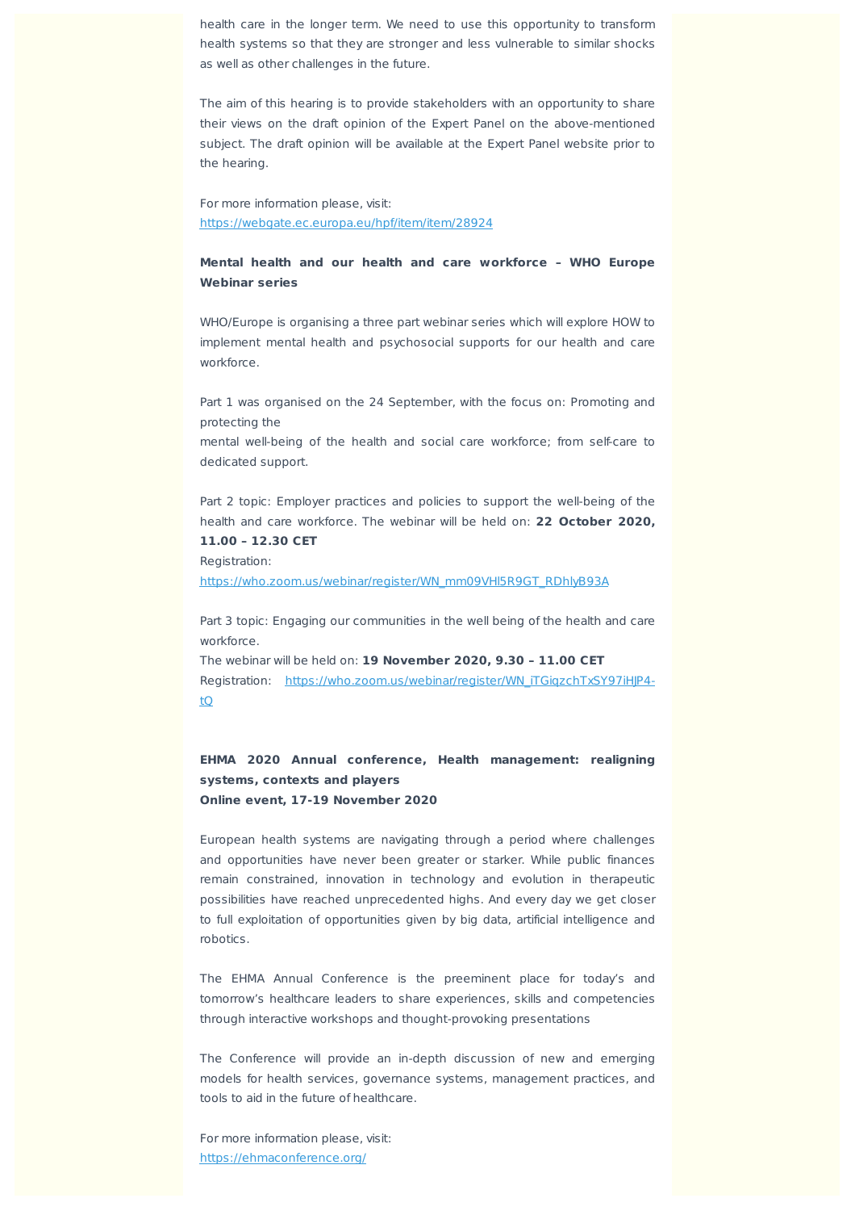health care in the longer term. We need to use this opportunity to transform health systems so that they are stronger and less vulnerable to similar shocks as well as other challenges in the future.

The aim of this hearing is to provide stakeholders with an opportunity to share their views on the draft opinion of the Expert Panel on the above-mentioned subject. The draft opinion will be available at the Expert Panel website prior to the hearing.

For more information please, visit:
https://webgate.ec.europa.eu/hpf/item/item/28924

**Mental health and our health and care workforce – WHO Europe Webinar series**

WHO/Europe is organising a three part webinar series which will explore HOW to implement mental health and psychosocial supports for our health and care workforce.

Part 1 was organised on the 24 September, with the focus on: Promoting and protecting the
mental well-being of the health and social care workforce; from self-care to dedicated support.

Part 2 topic: Employer practices and policies to support the well-being of the health and care workforce. The webinar will be held on: **22 October 2020, 11.00 – 12.30 CET**
Registration:
https://who.zoom.us/webinar/register/WN_mm09VHl5R9GT_RDhlyB93A

Part 3 topic: Engaging our communities in the well being of the health and care workforce.
The webinar will be held on: **19 November 2020, 9.30 – 11.00 CET**
Registration: https://who.zoom.us/webinar/register/WN_iTGiqzchTxSY97iHJP4-tQ

**EHMA 2020 Annual conference, Health management: realigning systems, contexts and players**
**Online event, 17-19 November 2020**

European health systems are navigating through a period where challenges and opportunities have never been greater or starker. While public finances remain constrained, innovation in technology and evolution in therapeutic possibilities have reached unprecedented highs. And every day we get closer to full exploitation of opportunities given by big data, artificial intelligence and robotics.

The EHMA Annual Conference is the preeminent place for today's and tomorrow's healthcare leaders to share experiences, skills and competencies through interactive workshops and thought-provoking presentations

The Conference will provide an in-depth discussion of new and emerging models for health services, governance systems, management practices, and tools to aid in the future of healthcare.

For more information please, visit:
https://ehmaconference.org/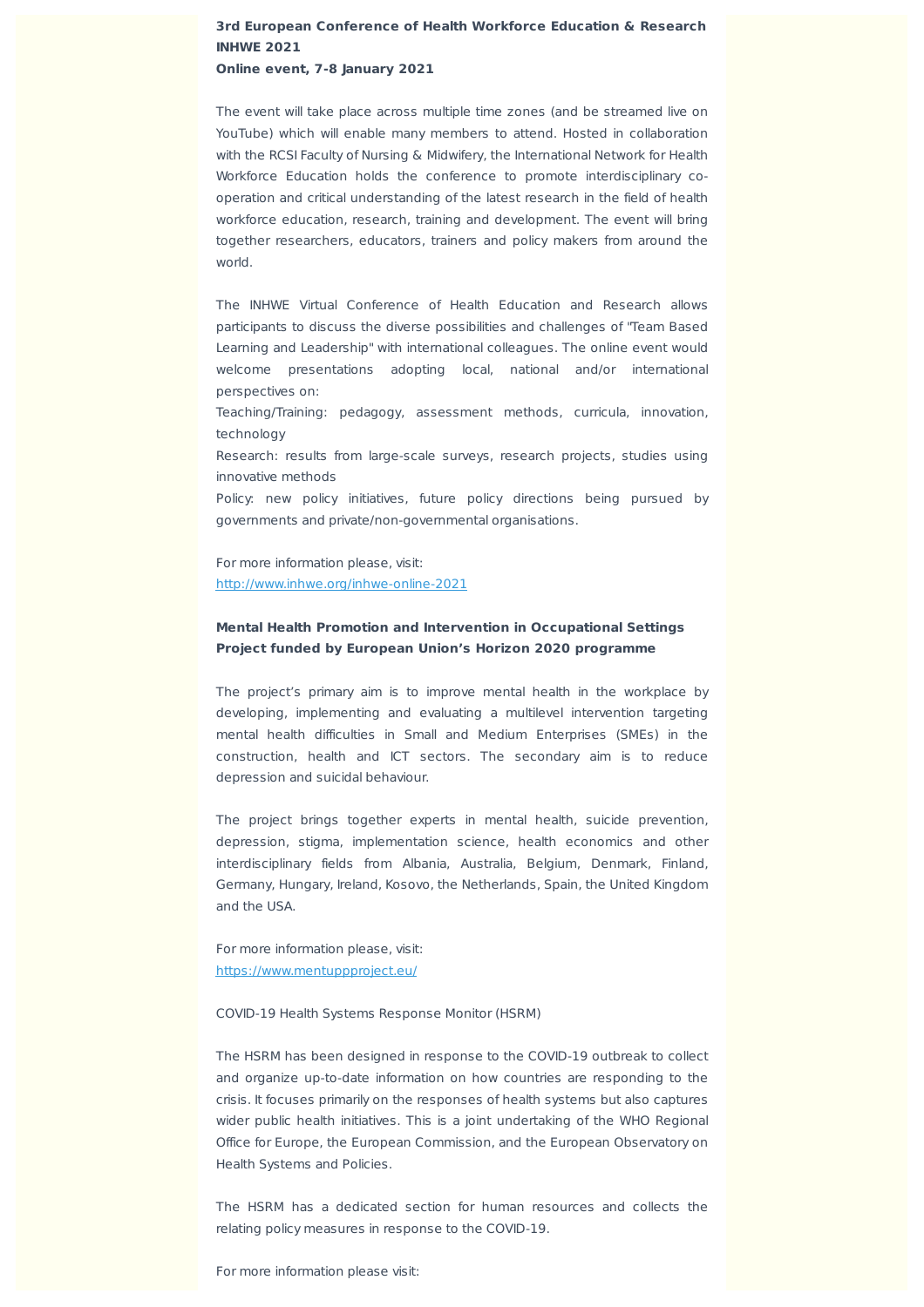**3rd European Conference of Health Workforce Education & Research INHWE 2021**
**Online event, 7-8 January 2021**

The event will take place across multiple time zones (and be streamed live on YouTube) which will enable many members to attend. Hosted in collaboration with the RCSI Faculty of Nursing & Midwifery, the International Network for Health Workforce Education holds the conference to promote interdisciplinary co-operation and critical understanding of the latest research in the field of health workforce education, research, training and development. The event will bring together researchers, educators, trainers and policy makers from around the world.

The INHWE Virtual Conference of Health Education and Research allows participants to discuss the diverse possibilities and challenges of "Team Based Learning and Leadership" with international colleagues. The online event would welcome presentations adopting local, national and/or international perspectives on:
Teaching/Training: pedagogy, assessment methods, curricula, innovation, technology
Research: results from large-scale surveys, research projects, studies using innovative methods
Policy: new policy initiatives, future policy directions being pursued by governments and private/non-governmental organisations.

For more information please, visit:
http://www.inhwe.org/inhwe-online-2021

**Mental Health Promotion and Intervention in Occupational Settings**
**Project funded by European Union's Horizon 2020 programme**

The project's primary aim is to improve mental health in the workplace by developing, implementing and evaluating a multilevel intervention targeting mental health difficulties in Small and Medium Enterprises (SMEs) in the construction, health and ICT sectors. The secondary aim is to reduce depression and suicidal behaviour.

The project brings together experts in mental health, suicide prevention, depression, stigma, implementation science, health economics and other interdisciplinary fields from Albania, Australia, Belgium, Denmark, Finland, Germany, Hungary, Ireland, Kosovo, the Netherlands, Spain, the United Kingdom and the USA.

For more information please, visit:
https://www.mentuppproject.eu/

COVID-19 Health Systems Response Monitor (HSRM)

The HSRM has been designed in response to the COVID-19 outbreak to collect and organize up-to-date information on how countries are responding to the crisis. It focuses primarily on the responses of health systems but also captures wider public health initiatives. This is a joint undertaking of the WHO Regional Office for Europe, the European Commission, and the European Observatory on Health Systems and Policies.

The HSRM has a dedicated section for human resources and collects the relating policy measures in response to the COVID-19.

For more information please visit: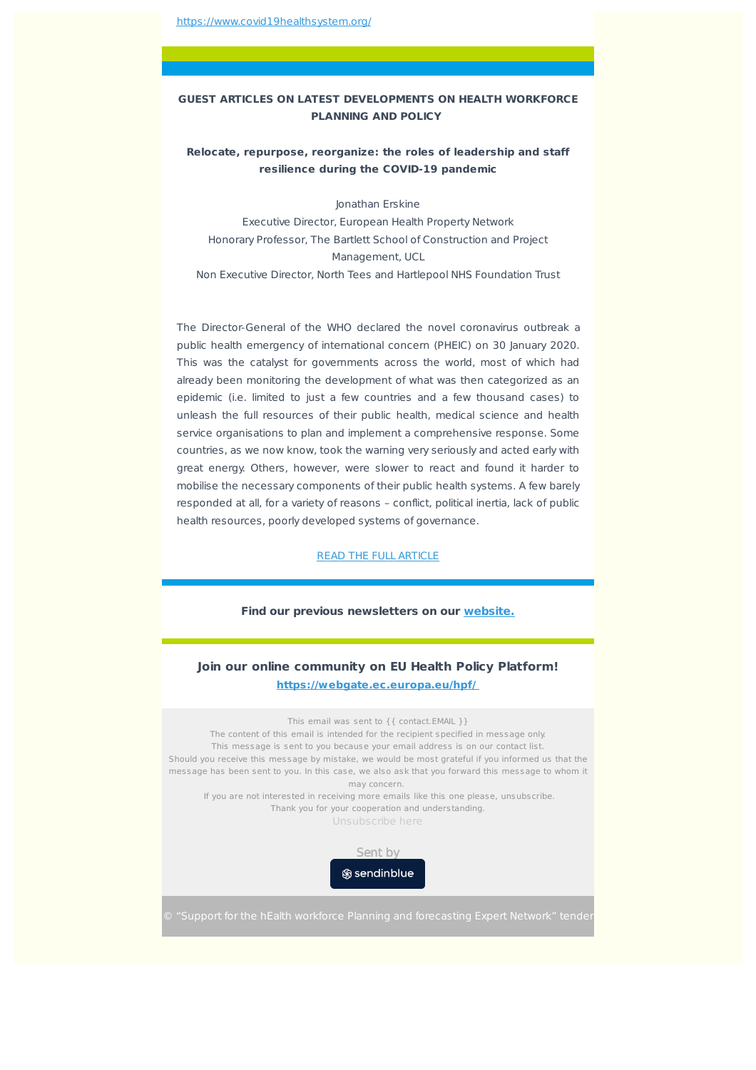https://www.covid19healthsystem.org/

**GUEST ARTICLES ON LATEST DEVELOPMENTS ON HEALTH WORKFORCE PLANNING AND POLICY**

**Relocate, repurpose, reorganize: the roles of leadership and staff resilience during the COVID-19 pandemic**

Jonathan Erskine
Executive Director, European Health Property Network
Honorary Professor, The Bartlett School of Construction and Project Management, UCL
Non Executive Director, North Tees and Hartlepool NHS Foundation Trust

The Director-General of the WHO declared the novel coronavirus outbreak a public health emergency of international concern (PHEIC) on 30 January 2020. This was the catalyst for governments across the world, most of which had already been monitoring the development of what was then categorized as an epidemic (i.e. limited to just a few countries and a few thousand cases) to unleash the full resources of their public health, medical science and health service organisations to plan and implement a comprehensive response. Some countries, as we now know, took the warning very seriously and acted early with great energy. Others, however, were slower to react and found it harder to mobilise the necessary components of their public health systems. A few barely responded at all, for a variety of reasons – conflict, political inertia, lack of public health resources, poorly developed systems of governance.

READ THE FULL ARTICLE

**Find our previous newsletters on our website.**

**Join our online community on EU Health Policy Platform!**
**https://webgate.ec.europa.eu/hpf/**

This email was sent to {{ contact.EMAIL }}
The content of this email is intended for the recipient specified in message only.
This message is sent to you because your email address is on our contact list.
Should you receive this message by mistake, we would be most grateful if you informed us that the message has been sent to you. In this case, we also ask that you forward this message to whom it may concern.
If you are not interested in receiving more emails like this one please, unsubscribe.
Thank you for your cooperation and understanding.
Unsubscribe here

Sent by
sendinblue

© "Support for the hEalth workforce Planning and forecasting Expert Network" tender